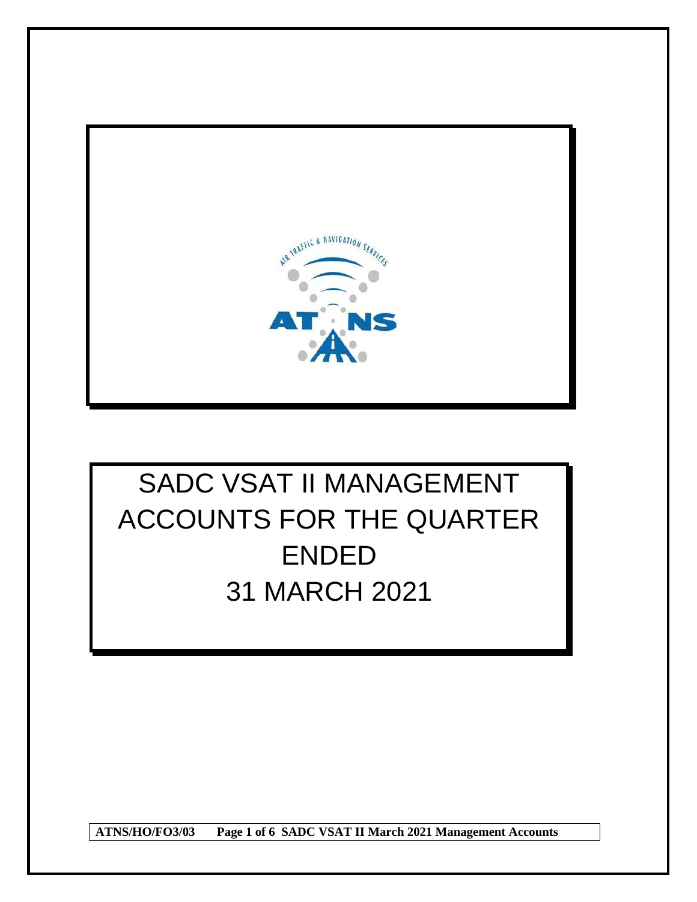# SADC VSAT II MANAGEMENT ACCOUNTS FOR THE QUARTER ENDED 31 MARCH 2021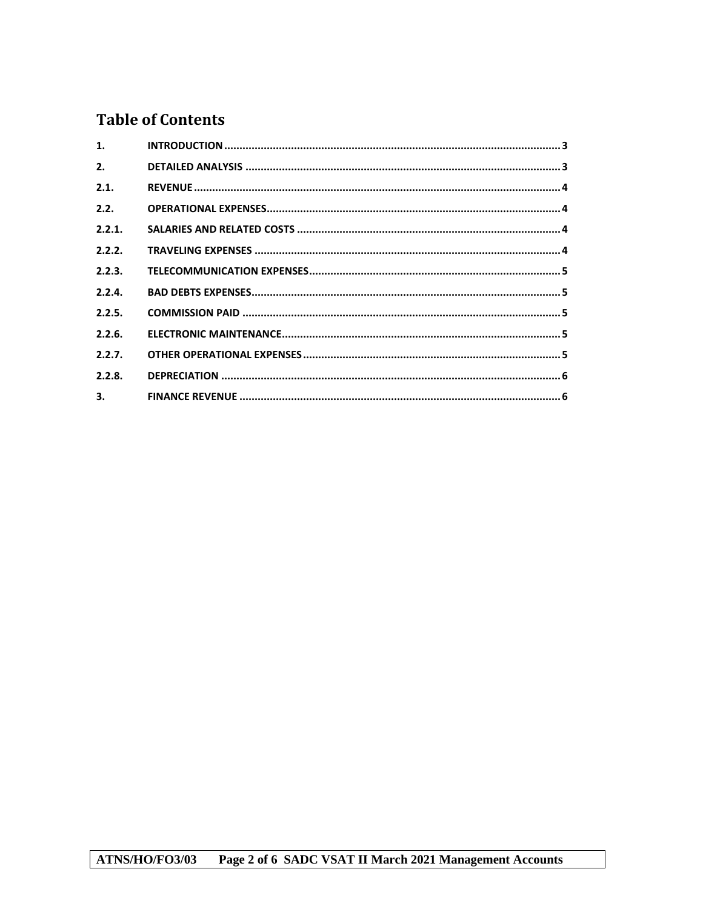## Table of Contents

| | | |
|---|---|---|
| 1. | INTRODUCTION | 3 |
| 2. | DETAILED ANALYSIS | 3 |
| 2.1. | REVENUE | 4 |
| 2.2. | OPERATIONAL EXPENSES | 4 |
| 2.2.1. | SALARIES AND RELATED COSTS | 4 |
| 2.2.2. | TRAVELING EXPENSES | 4 |
| 2.2.3. | TELECOMMUNICATION EXPENSES | 5 |
| 2.2.4. | BAD DEBTS EXPENSES | 5 |
| 2.2.5. | COMMISSION PAID | 5 |
| 2.2.6. | ELECTRONIC MAINTENANCE | 5 |
| 2.2.7. | OTHER OPERATIONAL EXPENSES | 5 |
| 2.2.8. | DEPRECIATION | 6 |
| 3. | FINANCE REVENUE | 6 |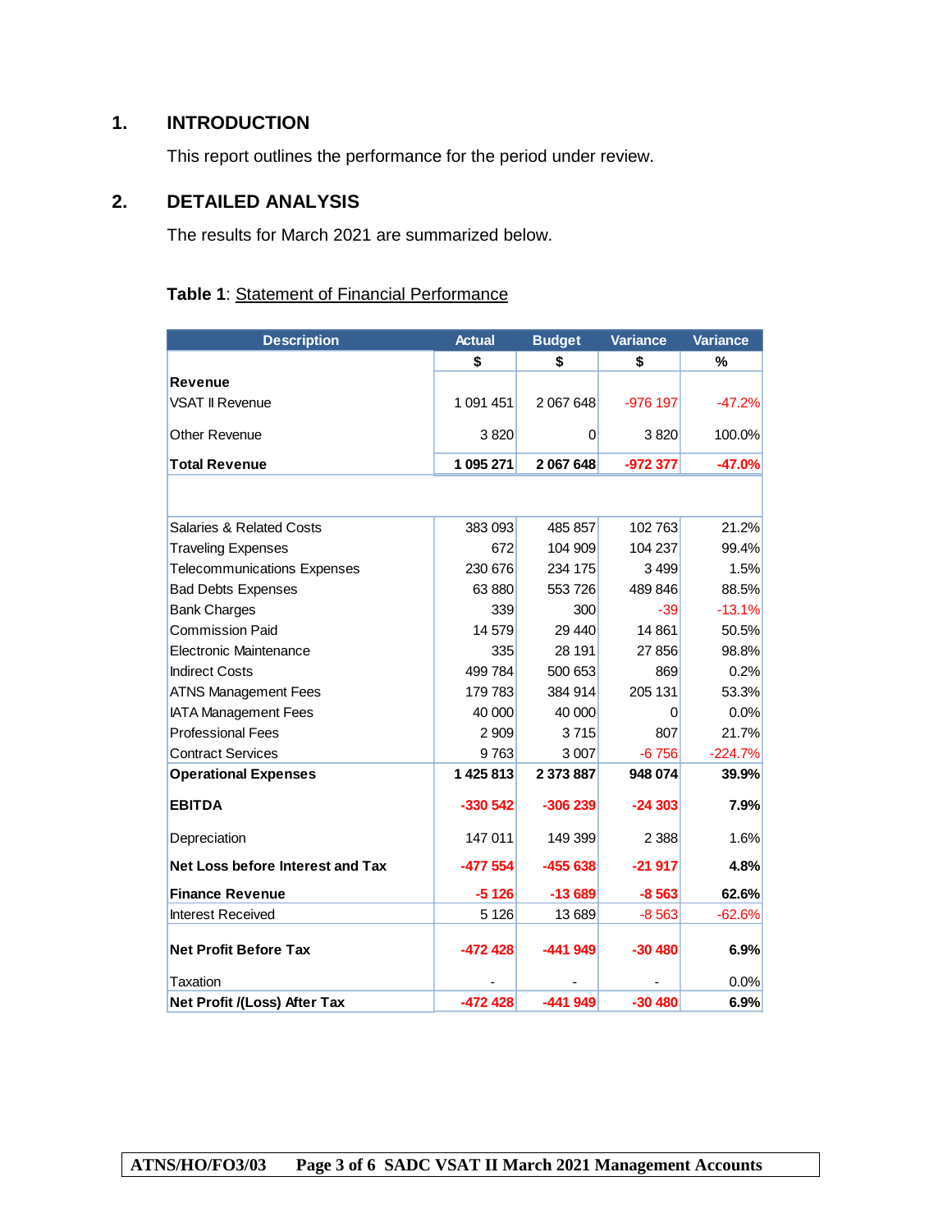## 1. INTRODUCTION

This report outlines the performance for the period under review.

## 2. DETAILED ANALYSIS

The results for March 2021 are summarized below.

**Table 1**: Statement of Financial Performance

| Description | Actual | Budget | Variance | Variance |
|---|---|---|---|---|
| | $ | $ | $ | % |
| **Revenue** | | | | |
| VSAT II Revenue | 1 091 451 | 2 067 648 | -976 197 | -47.2% |
| Other Revenue | 3 820 | 0 | 3 820 | 100.0% |
| **Total Revenue** | **1 095 271** | **2 067 648** | **-972 377** | **-47.0%** |
| | | | | |
| Salaries & Related Costs | 383 093 | 485 857 | 102 763 | 21.2% |
| Traveling Expenses | 672 | 104 909 | 104 237 | 99.4% |
| Telecommunications Expenses | 230 676 | 234 175 | 3 499 | 1.5% |
| Bad Debts Expenses | 63 880 | 553 726 | 489 846 | 88.5% |
| Bank Charges | 339 | 300 | -39 | -13.1% |
| Commission Paid | 14 579 | 29 440 | 14 861 | 50.5% |
| Electronic Maintenance | 335 | 28 191 | 27 856 | 98.8% |
| Indirect Costs | 499 784 | 500 653 | 869 | 0.2% |
| ATNS Management Fees | 179 783 | 384 914 | 205 131 | 53.3% |
| IATA Management Fees | 40 000 | 40 000 | 0 | 0.0% |
| Professional Fees | 2 909 | 3 715 | 807 | 21.7% |
| Contract Services | 9 763 | 3 007 | -6 756 | -224.7% |
| **Operational Expenses** | **1 425 813** | **2 373 887** | **948 074** | **39.9%** |
| **EBITDA** | **-330 542** | **-306 239** | **-24 303** | **7.9%** |
| Depreciation | 147 011 | 149 399 | 2 388 | 1.6% |
| **Net Loss before Interest and Tax** | **-477 554** | **-455 638** | **-21 917** | **4.8%** |
| **Finance Revenue** | **-5 126** | **-13 689** | **-8 563** | **62.6%** |
| Interest Received | 5 126 | 13 689 | -8 563 | -62.6% |
| **Net Profit Before Tax** | **-472 428** | **-441 949** | **-30 480** | **6.9%** |
| Taxation | - | - | - | 0.0% |
| **Net Profit /(Loss) After Tax** | **-472 428** | **-441 949** | **-30 480** | **6.9%** |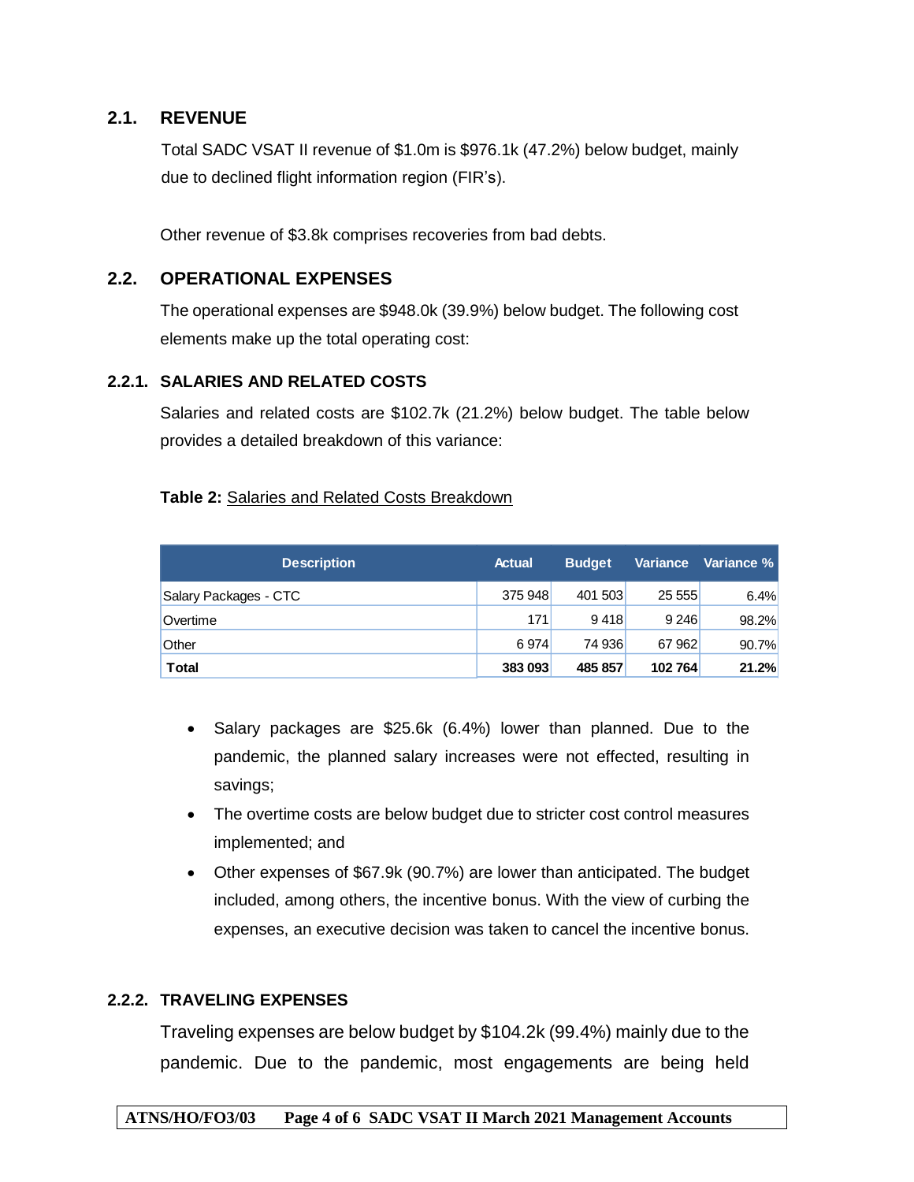## 2.1. REVENUE

Total SADC VSAT II revenue of $1.0m is $976.1k (47.2%) below budget, mainly due to declined flight information region (FIR's).

Other revenue of $3.8k comprises recoveries from bad debts.

## 2.2. OPERATIONAL EXPENSES

The operational expenses are $948.0k (39.9%) below budget. The following cost elements make up the total operating cost:

### 2.2.1. SALARIES AND RELATED COSTS

Salaries and related costs are $102.7k (21.2%) below budget. The table below provides a detailed breakdown of this variance:

**Table 2:** Salaries and Related Costs Breakdown

| Description | Actual | Budget | Variance | Variance % |
|---|---|---|---|---|
| Salary Packages - CTC | 375 948 | 401 503 | 25 555 | 6.4% |
| Overtime | 171 | 9 418 | 9 246 | 98.2% |
| Other | 6 974 | 74 936 | 67 962 | 90.7% |
| **Total** | **383 093** | **485 857** | **102 764** | **21.2%** |

- Salary packages are $25.6k (6.4%) lower than planned. Due to the pandemic, the planned salary increases were not effected, resulting in savings;
- The overtime costs are below budget due to stricter cost control measures implemented; and
- Other expenses of $67.9k (90.7%) are lower than anticipated. The budget included, among others, the incentive bonus. With the view of curbing the expenses, an executive decision was taken to cancel the incentive bonus.

### 2.2.2. TRAVELING EXPENSES

Traveling expenses are below budget by $104.2k (99.4%) mainly due to the pandemic. Due to the pandemic, most engagements are being held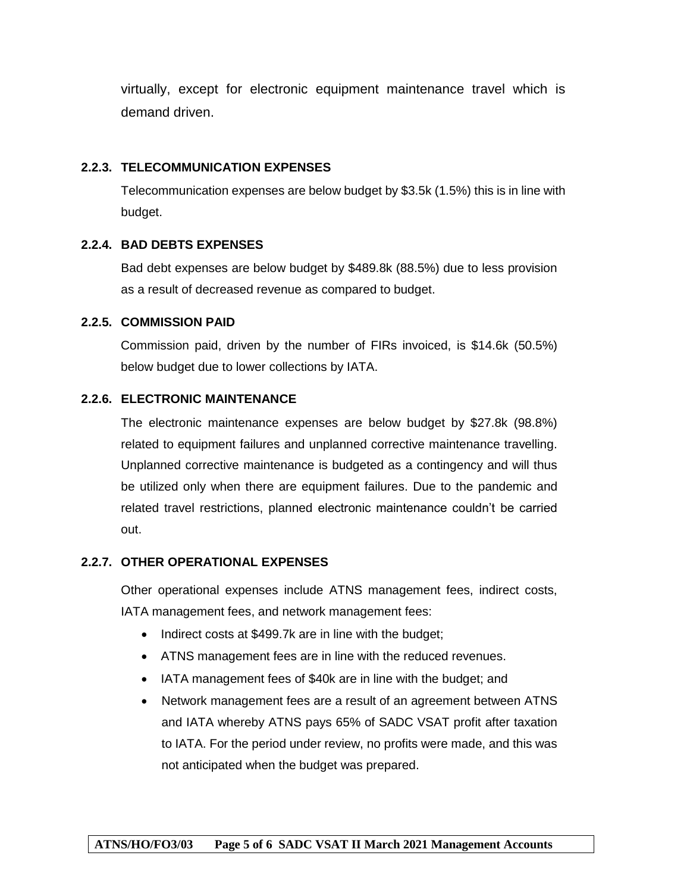virtually, except for electronic equipment maintenance travel which is demand driven.

### 2.2.3. TELECOMMUNICATION EXPENSES

Telecommunication expenses are below budget by $3.5k (1.5%) this is in line with budget.

### 2.2.4. BAD DEBTS EXPENSES

Bad debt expenses are below budget by $489.8k (88.5%) due to less provision as a result of decreased revenue as compared to budget.

### 2.2.5. COMMISSION PAID

Commission paid, driven by the number of FIRs invoiced, is $14.6k (50.5%) below budget due to lower collections by IATA.

### 2.2.6. ELECTRONIC MAINTENANCE

The electronic maintenance expenses are below budget by $27.8k (98.8%) related to equipment failures and unplanned corrective maintenance travelling. Unplanned corrective maintenance is budgeted as a contingency and will thus be utilized only when there are equipment failures. Due to the pandemic and related travel restrictions, planned electronic maintenance couldn't be carried out.

### 2.2.7. OTHER OPERATIONAL EXPENSES

Other operational expenses include ATNS management fees, indirect costs, IATA management fees, and network management fees:

- Indirect costs at $499.7k are in line with the budget;
- ATNS management fees are in line with the reduced revenues.
- IATA management fees of $40k are in line with the budget; and
- Network management fees are a result of an agreement between ATNS and IATA whereby ATNS pays 65% of SADC VSAT profit after taxation to IATA. For the period under review, no profits were made, and this was not anticipated when the budget was prepared.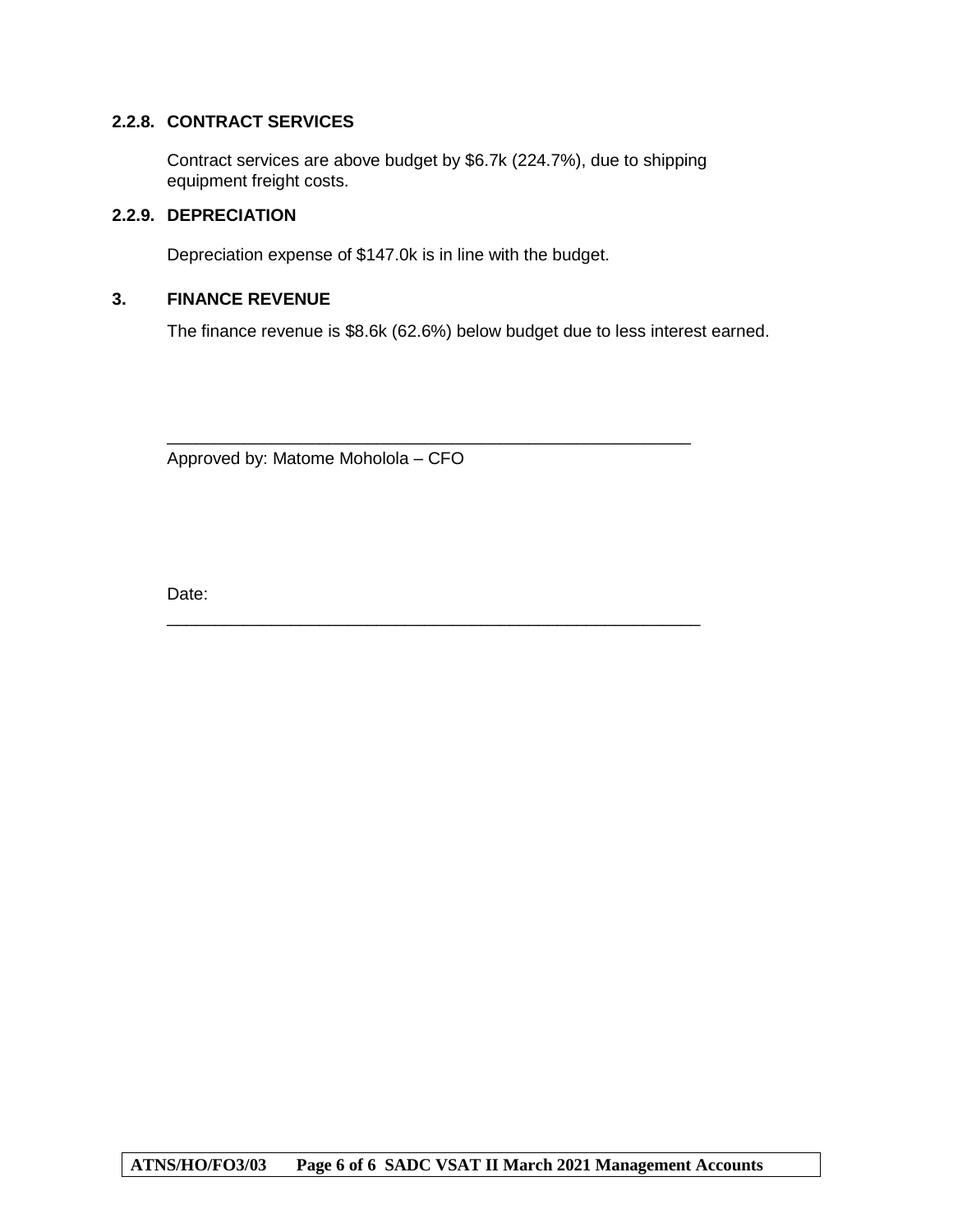### 2.2.8. CONTRACT SERVICES

Contract services are above budget by $6.7k (224.7%), due to shipping equipment freight costs.

### 2.2.9. DEPRECIATION

Depreciation expense of $147.0k is in line with the budget.

## 3. FINANCE REVENUE

The finance revenue is $8.6k (62.6%) below budget due to less interest earned.

\_\_\_\_\_\_\_\_\_\_\_\_\_\_\_\_\_\_\_\_\_\_\_\_\_\_\_\_\_\_\_\_\_\_\_\_\_\_\_\_\_\_\_\_\_\_\_\_\_\_\_\_

Approved by: Matome Moholola – CFO

Date: \_\_\_\_\_\_\_\_\_\_\_\_\_\_\_\_\_\_\_\_\_\_\_\_\_\_\_\_\_\_\_\_\_\_\_\_\_\_\_\_\_\_\_\_\_\_\_\_\_\_\_\_